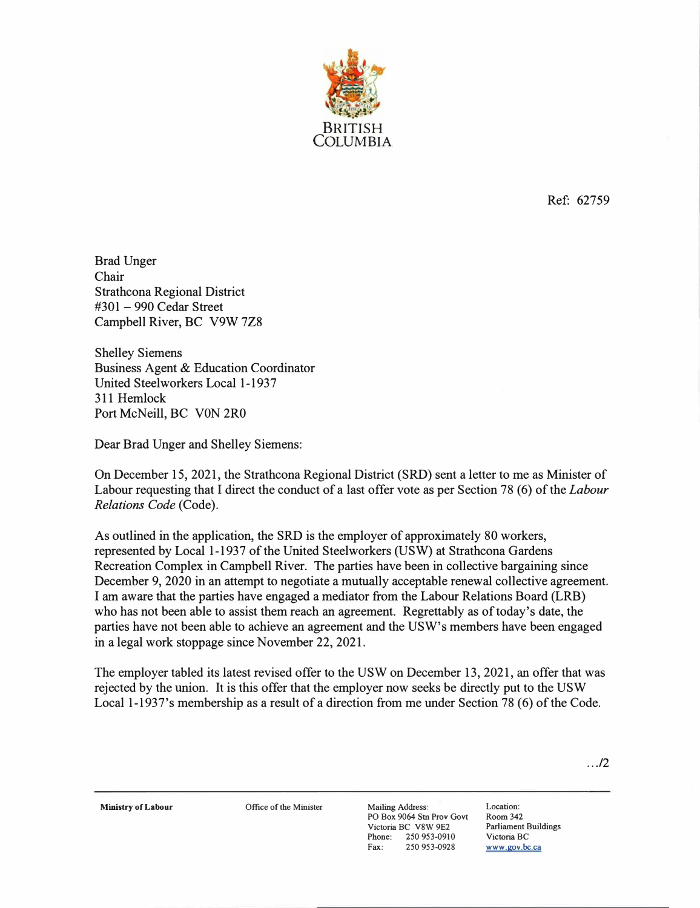BRITISH
COLUMBIA

Ref: 62759

Brad Unger
Chair
Strathcona Regional District
#301 – 990 Cedar Street
Campbell River, BC V9W 7Z8

Shelley Siemens
Business Agent & Education Coordinator
United Steelworkers Local 1-1937
311 Hemlock
Port McNeill, BC V0N 2R0

Dear Brad Unger and Shelley Siemens:

On December 15, 2021, the Strathcona Regional District (SRD) sent a letter to me as Minister of Labour requesting that I direct the conduct of a last offer vote as per Section 78 (6) of the *Labour Relations Code* (Code).

As outlined in the application, the SRD is the employer of approximately 80 workers, represented by Local 1-1937 of the United Steelworkers (USW) at Strathcona Gardens Recreation Complex in Campbell River. The parties have been in collective bargaining since December 9, 2020 in an attempt to negotiate a mutually acceptable renewal collective agreement. I am aware that the parties have engaged a mediator from the Labour Relations Board (LRB) who has not been able to assist them reach an agreement. Regrettably as of today's date, the parties have not been able to achieve an agreement and the USW's members have been engaged in a legal work stoppage since November 22, 2021.

The employer tabled its latest revised offer to the USW on December 13, 2021, an offer that was rejected by the union. It is this offer that the employer now seeks be directly put to the USW Local 1-1937's membership as a result of a direction from me under Section 78 (6) of the Code.

.../2

**Ministry of Labour** | Office of the Minister | Mailing Address: PO Box 9064 Stn Prov Govt, Victoria BC V8W 9E2, Phone: 250 953-0910, Fax: 250 953-0928 | Location: Room 342, Parliament Buildings, Victoria BC, www.gov.bc.ca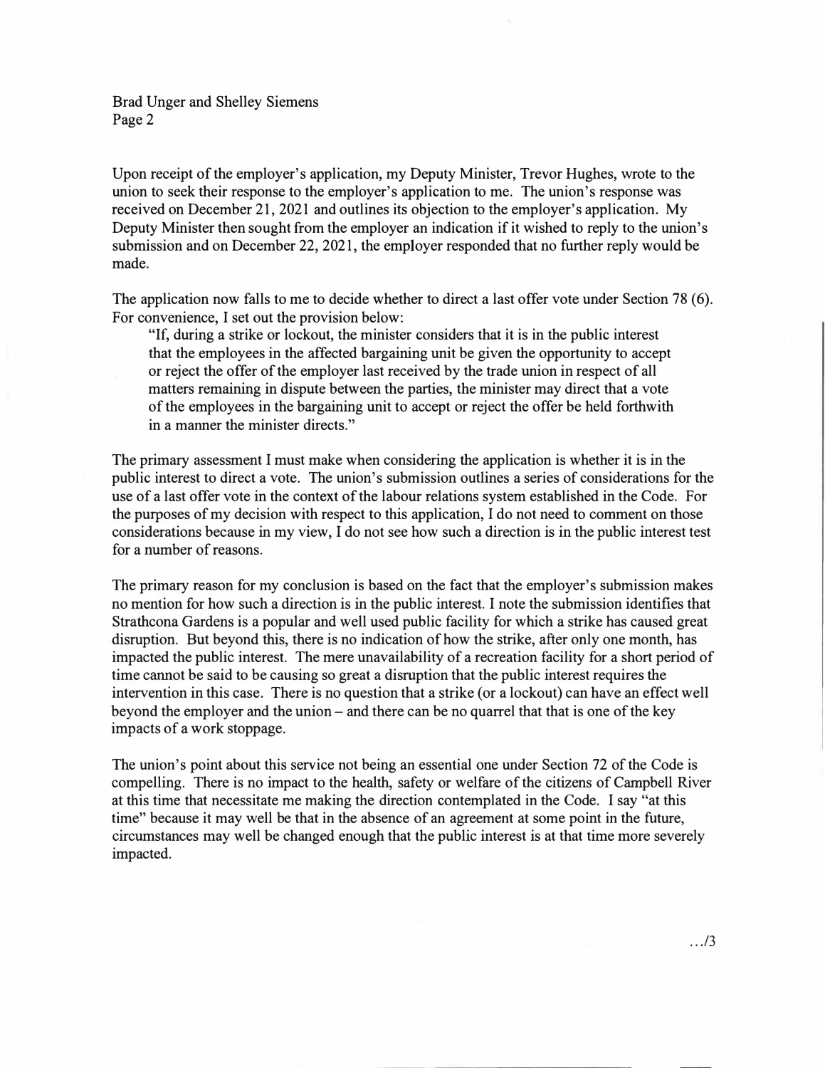Upon receipt of the employer's application, my Deputy Minister, Trevor Hughes, wrote to the union to seek their response to the employer's application to me. The union's response was received on December 21, 2021 and outlines its objection to the employer's application. My Deputy Minister then sought from the employer an indication if it wished to reply to the union's submission and on December 22, 2021, the employer responded that no further reply would be made.

The application now falls to me to decide whether to direct a last offer vote under Section 78 (6). For convenience, I set out the provision below:

> "If, during a strike or lockout, the minister considers that it is in the public interest that the employees in the affected bargaining unit be given the opportunity to accept or reject the offer of the employer last received by the trade union in respect of all matters remaining in dispute between the parties, the minister may direct that a vote of the employees in the bargaining unit to accept or reject the offer be held forthwith in a manner the minister directs."

The primary assessment I must make when considering the application is whether it is in the public interest to direct a vote. The union's submission outlines a series of considerations for the use of a last offer vote in the context of the labour relations system established in the Code. For the purposes of my decision with respect to this application, I do not need to comment on those considerations because in my view, I do not see how such a direction is in the public interest test for a number of reasons.

The primary reason for my conclusion is based on the fact that the employer's submission makes no mention for how such a direction is in the public interest. I note the submission identifies that Strathcona Gardens is a popular and well used public facility for which a strike has caused great disruption. But beyond this, there is no indication of how the strike, after only one month, has impacted the public interest. The mere unavailability of a recreation facility for a short period of time cannot be said to be causing so great a disruption that the public interest requires the intervention in this case. There is no question that a strike (or a lockout) can have an effect well beyond the employer and the union – and there can be no quarrel that that is one of the key impacts of a work stoppage.

The union's point about this service not being an essential one under Section 72 of the Code is compelling. There is no impact to the health, safety or welfare of the citizens of Campbell River at this time that necessitate me making the direction contemplated in the Code. I say "at this time" because it may well be that in the absence of an agreement at some point in the future, circumstances may well be changed enough that the public interest is at that time more severely impacted.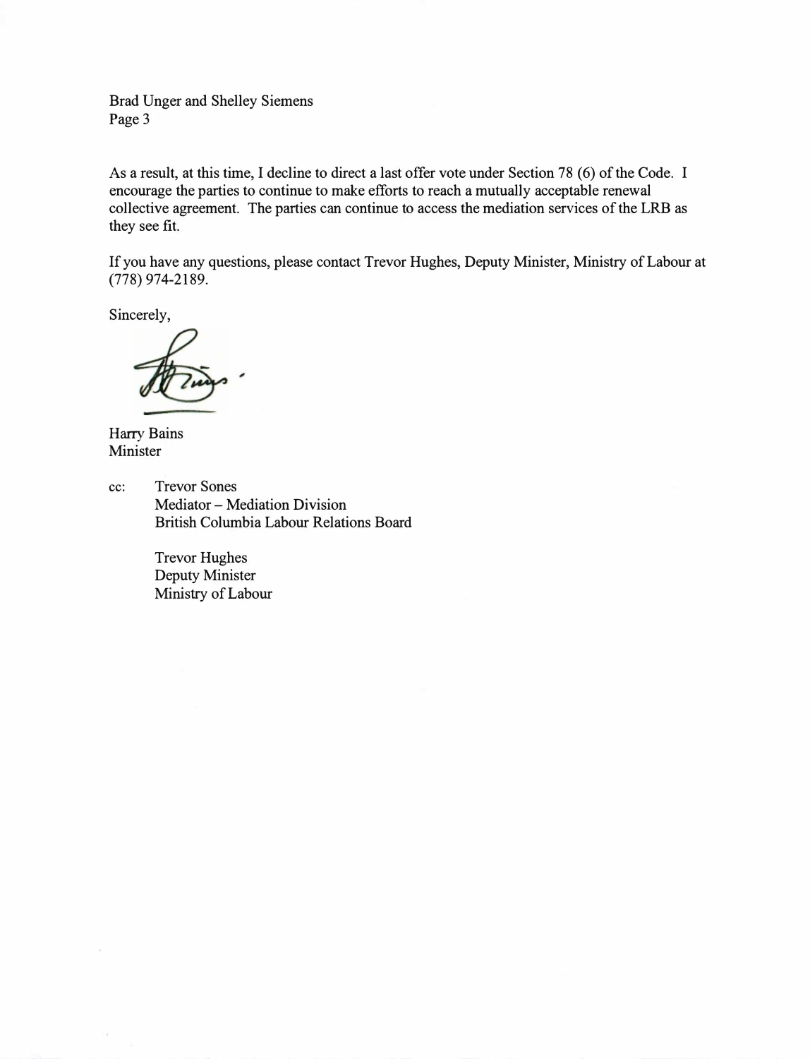As a result, at this time, I decline to direct a last offer vote under Section 78 (6) of the Code. I encourage the parties to continue to make efforts to reach a mutually acceptable renewal collective agreement. The parties can continue to access the mediation services of the LRB as they see fit.

If you have any questions, please contact Trevor Hughes, Deputy Minister, Ministry of Labour at (778) 974-2189.

Sincerely,

Harry Bains
Minister

cc: Trevor Sones
Mediator – Mediation Division
British Columbia Labour Relations Board

Trevor Hughes
Deputy Minister
Ministry of Labour